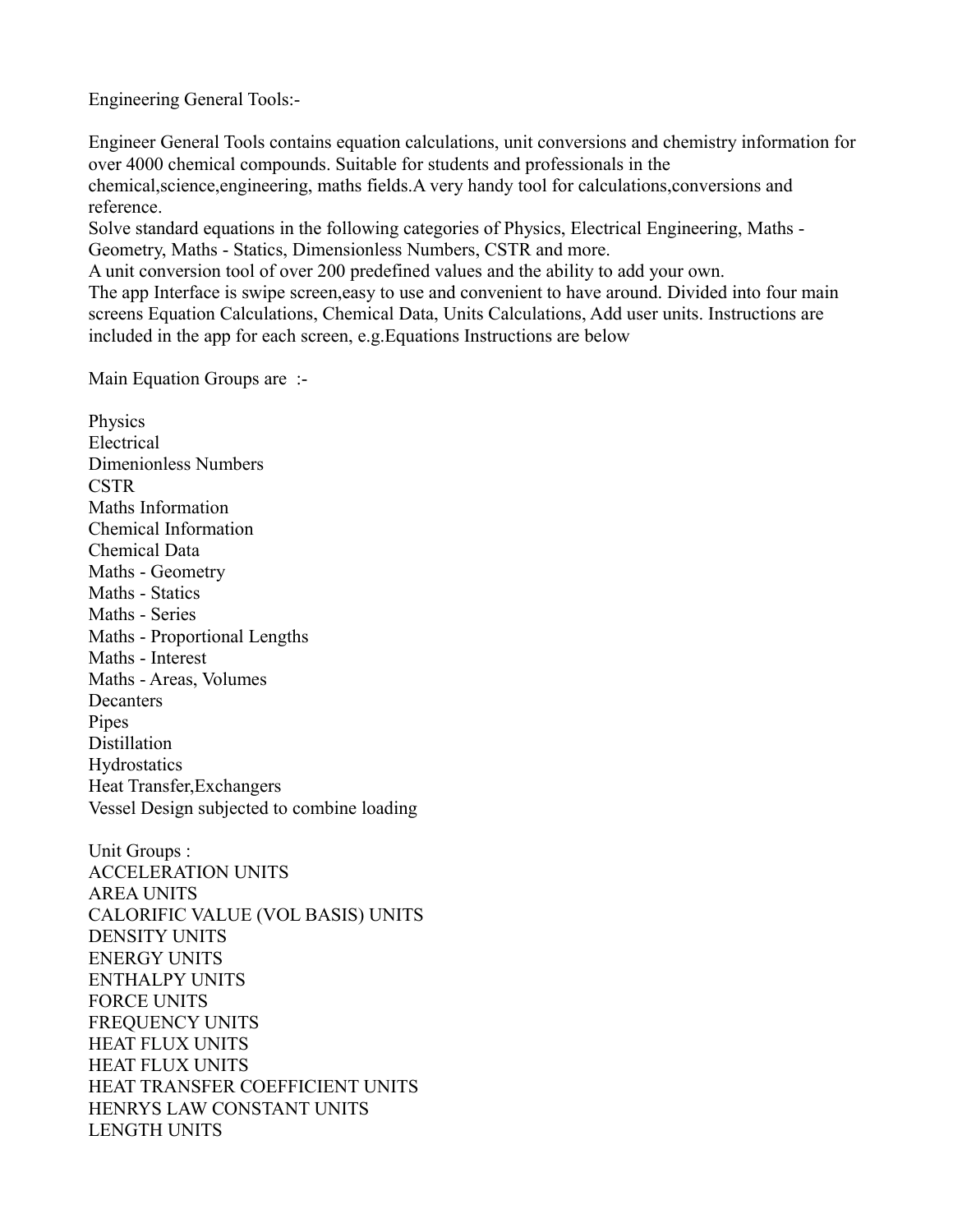Engineering General Tools:-

Engineer General Tools contains equation calculations, unit conversions and chemistry information for over 4000 chemical compounds. Suitable for students and professionals in the chemical,science,engineering, maths fields.A very handy tool for calculations,conversions and reference.
Solve standard equations in the following categories of Physics, Electrical Engineering, Maths - Geometry, Maths - Statics, Dimensionless Numbers, CSTR and more.
A unit conversion tool of over 200 predefined values and the ability to add your own.
The app Interface is swipe screen,easy to use and convenient to have around. Divided into four main screens Equation Calculations, Chemical Data, Units Calculations, Add user units. Instructions are included in the app for each screen, e.g.Equations Instructions are below

Main Equation Groups are :-

Physics
Electrical
Dimenionless Numbers
CSTR
Maths Information
Chemical Information
Chemical Data
Maths - Geometry
Maths - Statics
Maths - Series
Maths - Proportional Lengths
Maths - Interest
Maths - Areas, Volumes
Decanters
Pipes
Distillation
Hydrostatics
Heat Transfer,Exchangers
Vessel Design subjected to combine loading

Unit Groups :
ACCELERATION UNITS
AREA UNITS
CALORIFIC VALUE (VOL BASIS) UNITS
DENSITY UNITS
ENERGY UNITS
ENTHALPY UNITS
FORCE UNITS
FREQUENCY UNITS
HEAT FLUX UNITS
HEAT FLUX UNITS
HEAT TRANSFER COEFFICIENT UNITS
HENRYS LAW CONSTANT UNITS
LENGTH UNITS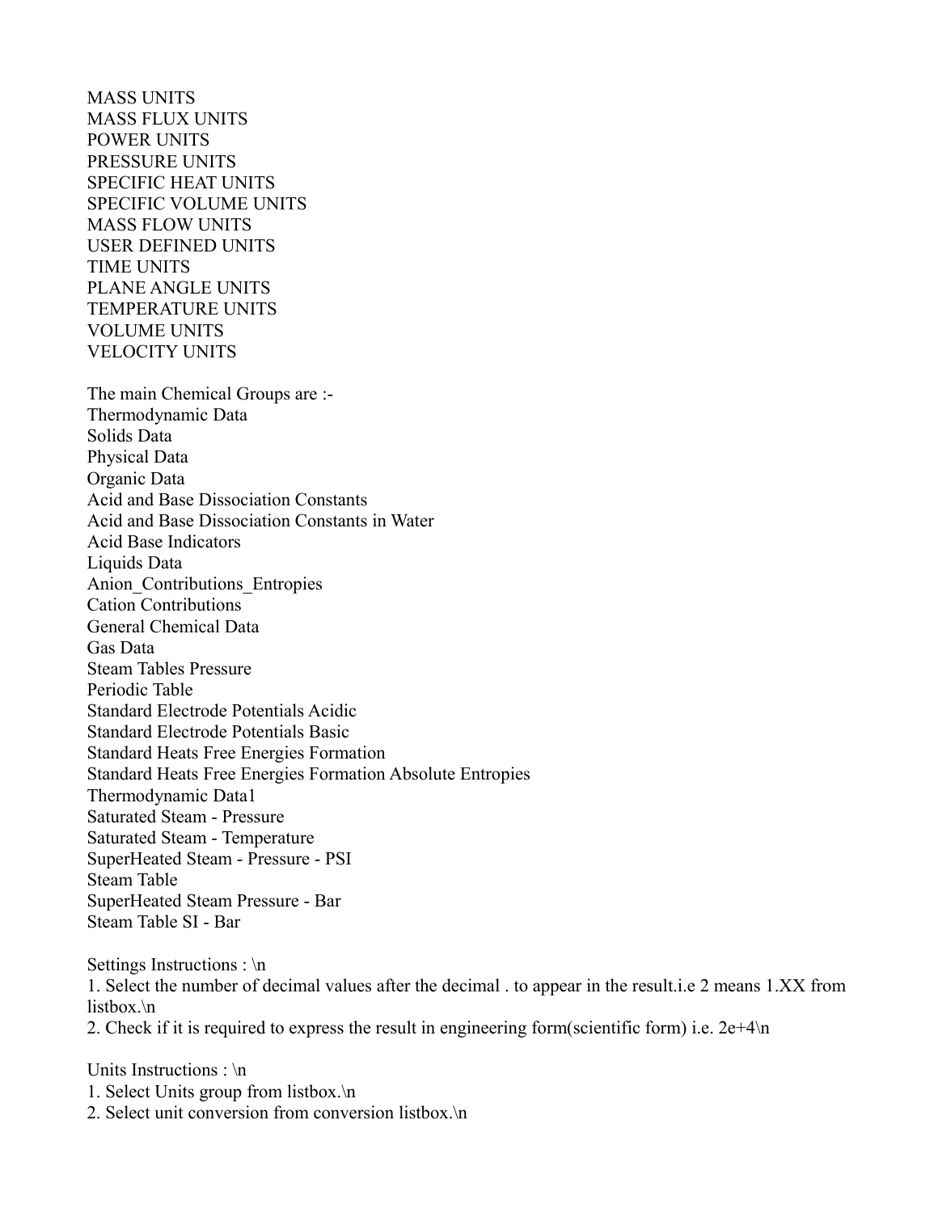MASS UNITS
MASS FLUX UNITS
POWER UNITS
PRESSURE UNITS
SPECIFIC HEAT UNITS
SPECIFIC VOLUME UNITS
MASS FLOW UNITS
USER DEFINED UNITS
TIME UNITS
PLANE ANGLE UNITS
TEMPERATURE UNITS
VOLUME UNITS
VELOCITY UNITS

The main Chemical Groups are :-
Thermodynamic Data
Solids Data
Physical Data
Organic Data
Acid and Base Dissociation Constants
Acid and Base Dissociation Constants in Water
Acid Base Indicators
Liquids Data
Anion_Contributions_Entropies
Cation Contributions
General Chemical Data
Gas Data
Steam Tables Pressure
Periodic Table
Standard Electrode Potentials Acidic
Standard Electrode Potentials Basic
Standard Heats Free Energies Formation
Standard Heats Free Energies Formation Absolute Entropies
Thermodynamic Data1
Saturated Steam - Pressure
Saturated Steam - Temperature
SuperHeated Steam - Pressure - PSI
Steam Table
SuperHeated Steam Pressure - Bar
Steam Table SI - Bar

Settings Instructions : \n
1. Select the number of decimal values after the decimal . to appear in the result.i.e 2 means 1.XX from listbox.\n
2. Check if it is required to express the result in engineering form(scientific form) i.e. 2e+4\n

Units Instructions : \n
1. Select Units group from listbox.\n
2. Select unit conversion from conversion listbox.\n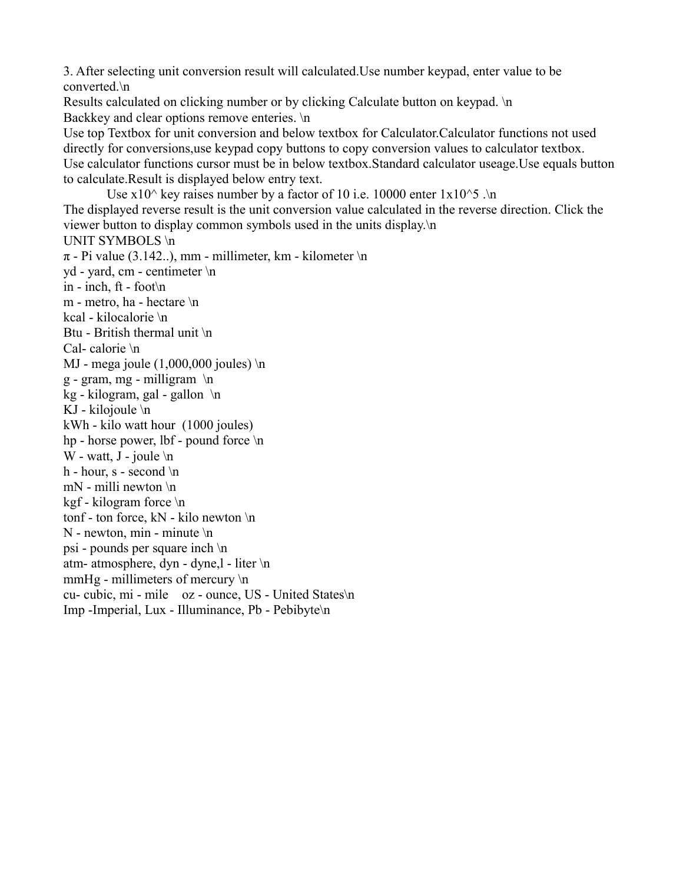3. After selecting unit conversion result will calculated.Use number keypad, enter value to be converted.\n

Results calculated on clicking number or by clicking Calculate button on keypad. \n

Backkey and clear options remove enteries. \n

Use top Textbox for unit conversion and below textbox for Calculator.Calculator functions not used directly for conversions,use keypad copy buttons to copy conversion values to calculator textbox. Use calculator functions cursor must be in below textbox.Standard calculator useage.Use equals button to calculate.Result is displayed below entry text.

Use x10^ key raises number by a factor of 10 i.e. 10000 enter 1x10^5 .\n

The displayed reverse result is the unit conversion value calculated in the reverse direction. Click the viewer button to display common symbols used in the units display.\n

UNIT SYMBOLS \n

π - Pi value (3.142..), mm - millimeter, km - kilometer \n

yd - yard, cm - centimeter \n

in - inch, ft - foot\n

m - metro, ha - hectare \n

kcal - kilocalorie \n

Btu - British thermal unit \n

Cal- calorie \n

MJ - mega joule (1,000,000 joules) \n

g - gram, mg - milligram \n

kg - kilogram, gal - gallon \n

KJ - kilojoule \n

kWh - kilo watt hour (1000 joules)

hp - horse power, lbf - pound force \n

W - watt, J - joule \n

h - hour, s - second \n

mN - milli newton \n

kgf - kilogram force \n

tonf - ton force, kN - kilo newton \n

N - newton, min - minute \n

psi - pounds per square inch \n

atm- atmosphere, dyn - dyne,l - liter \n

mmHg - millimeters of mercury \n

cu- cubic, mi - mile oz - ounce, US - United States\n

Imp -Imperial, Lux - Illuminance, Pb - Pebibyte\n